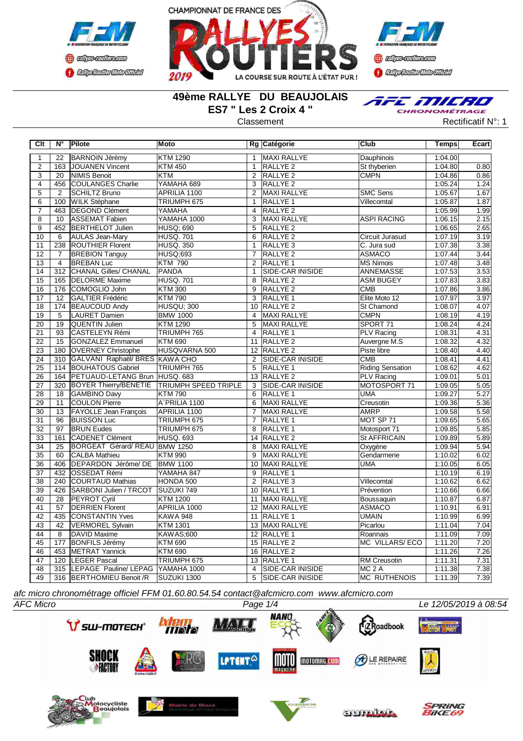CHAMPIONNAT DE FRANCE DES RALLYES ROUTIERS 2019

# 49ème RALLYE DU BEAUJOLAIS

## ES7 " Les 2 Croix 4 "

Classement

Rectificatif N°: 1

| Clt | N° | Pilote | Moto | Rg | Catégorie | Club | Temps | Ecart |
|---|---|---|---|---|---|---|---|---|
| 1 | 22 | BARNOIN Jérémy | KTM 1290 | 1 | MAXI RALLYE | Dauphinois | 1:04.00 | |
| 2 | 163 | JOUANEN Vincent | KTM 450 | 1 | RALLYE 2 | St thyberien | 1:04.80 | 0.80 |
| 3 | 20 | NIMIS Benoit | KTM | 2 | RALLYE 2 | CMPN | 1:04.86 | 0.86 |
| 4 | 456 | COULANGES Charlie | YAMAHA 689 | 3 | RALLYE 2 | | 1:05.24 | 1.24 |
| 5 | 2 | SCHILTZ Bruno | APRILIA 1100 | 2 | MAXI RALLYE | SMC Sens | 1:05.67 | 1.67 |
| 6 | 100 | WILK Stéphane | TRIUMPH 675 | 1 | RALLYE 1 | Villecomtal | 1:05.87 | 1.87 |
| 7 | 463 | DEGOND Clément | YAMAHA | 4 | RALLYE 2 | | 1:05.99 | 1.99 |
| 8 | 10 | ASSEMAT Fabien | YAMAHA 1000 | 3 | MAXI RALLYE | ASPI RACING | 1:06.15 | 2.15 |
| 9 | 452 | BERTHELOT Julien | HUSQ; 690 | 5 | RALLYE 2 | | 1:06.65 | 2.65 |
| 10 | 6 | AULAS Jean-Mary | HUSQ. 701 | 6 | RALLYE 2 | Circuit Jurasud | 1:07.19 | 3.19 |
| 11 | 238 | ROUTHIER Florent | HUSQ. 350 | 1 | RALLYE 3 | C. Jura sud | 1:07.38 | 3.38 |
| 12 | 7 | BREBION Tanguy | HUSQ;693 | 7 | RALLYE 2 | ASMACO | 1:07.44 | 3.44 |
| 13 | 4 | BREBAN Luc | KTM 790 | 2 | RALLYE 1 | MS Nimois | 1:07.48 | 3.48 |
| 14 | 312 | CHANAL Gilles/ CHANAL | PANDA | 1 | SIDE-CAR INISIDE | ANNEMASSE | 1:07.53 | 3.53 |
| 15 | 165 | DELORME Maxime | HUSQ. 701 | 8 | RALLYE 2 | ASM BUGEY | 1:07.83 | 3.83 |
| 16 | 176 | COMOGLIO John | KTM 300 | 9 | RALLYE 2 | CMB | 1:07.86 | 3.86 |
| 17 | 12 | GALTIER Frédéric | KTM 790 | 3 | RALLYE 1 | Elite Moto 12 | 1:07.97 | 3.97 |
| 18 | 174 | BEAUCOUD Andy | HUSQU; 300 | 10 | RALLYE 2 | St Chamond | 1:08.07 | 4.07 |
| 19 | 5 | LAURET Damien | BMW 1000 | 4 | MAXI RALLYE | CMPN | 1:08.19 | 4.19 |
| 20 | 19 | QUENTIN Julien | KTM 1290 | 5 | MAXI RALLYE | SPORT 71 | 1:08.24 | 4.24 |
| 21 | 93 | CASTELEYN Rémi | TRIUMPH 765 | 4 | RALLYE 1 | PLV Racing | 1:08.31 | 4.31 |
| 22 | 15 | GONZALEZ Emmanuel | KTM 690 | 11 | RALLYE 2 | Auvergne M.S | 1:08.32 | 4.32 |
| 23 | 180 | OVERNEY Christophe | HUSQVARNA 500 | 12 | RALLYE 2 | Piste libre | 1:08.40 | 4.40 |
| 24 | 310 | GALVANI Raphaël/ BRES | KAWA CHO | 2 | SIDE-CAR INISIDE | CMB | 1:08.41 | 4.41 |
| 25 | 114 | BOUHATOUS Gabriel | TRIUMPH 765 | 5 | RALLYE 1 | Riding Sensation | 1:08.62 | 4.62 |
| 26 | 164 | PETUAUD-LETANG Brun | HUSQ. 683 | 13 | RALLYE 2 | PLV Racing | 1:09.01 | 5.01 |
| 27 | 320 | BOYER Thierry/BENETIE | TRIUMPH SPEED TRIPLE | 3 | SIDE-CAR INISIDE | MOTOSPORT 71 | 1:09.05 | 5.05 |
| 28 | 18 | GAMBINO Davy | KTM 790 | 6 | RALLYE 1 | UMA | 1:09.27 | 5.27 |
| 29 | 11 | COULON Pierre | A°PRILIA 1100 | 6 | MAXI RALLYE | Creusotin | 1:09.36 | 5.36 |
| 30 | 13 | FAYOLLE Jean François | APRILIA 1100 | 7 | MAXI RALLYE | AMRP | 1:09.58 | 5.58 |
| 31 | 96 | BUISSON Luc | TRIUMPH 675 | 7 | RALLYE 1 | MOT SP 71 | 1:09.65 | 5.65 |
| 32 | 97 | BRUN Eudes | TRIUMPH 675 | 8 | RALLYE 1 | Motosport 71 | 1:09.85 | 5.85 |
| 33 | 161 | CADENET Clément | HUSQ. 693 | 14 | RALLYE 2 | St AFFRICAIN | 1:09.89 | 5.89 |
| 34 | 25 | BORGEAT Gérard/ REAU | BMW 1250 | 8 | MAXI RALLYE | Oxygène | 1:09.94 | 5.94 |
| 35 | 60 | CALBA Mathieu | KTM 990 | 9 | MAXI RALLYE | Gendarmerie | 1:10.02 | 6.02 |
| 36 | 406 | DEPARDON Jérôme/ DE | BMW 1100 | 10 | MAXI RALLYE | UMA | 1:10.05 | 6.05 |
| 37 | 432 | OSSEDAT Rémi | YAMAHA 847 | 9 | RALLYE 1 | | 1:10.19 | 6.19 |
| 38 | 240 | COURTAUD Mathias | HONDA 500 | 2 | RALLYE 3 | Villecomtal | 1:10.62 | 6.62 |
| 39 | 426 | SARBONI Julien / TRCOT | SUZUKI 749 | 10 | RALLYE 1 | Prévention | 1:10.66 | 6.66 |
| 40 | 28 | PEYROT Cyril | KTM 1200 | 11 | MAXI RALLYE | Boussaquin | 1:10.87 | 6.87 |
| 41 | 57 | DERRIEN Florent | APRILIA 1000 | 12 | MAXI RALLYE | ASMACO | 1:10.91 | 6.91 |
| 42 | 435 | CONSTANTIN Yves | KAWA 948 | 11 | RALLYE 1 | UMAIN | 1:10.99 | 6.99 |
| 43 | 42 | VERMOREL Sylvain | KTM 1301 | 13 | MAXI RALLYE | Picarlou | 1:11.04 | 7.04 |
| 44 | 8 | DAVID Maxime | KAWAS;600 | 12 | RALLYE 1 | Roannais | 1:11.09 | 7.09 |
| 45 | 177 | BONFILS Jérémy | KTM 690 | 15 | RALLYE 2 | MC VILLARS/ ECO | 1:11.20 | 7.20 |
| 46 | 453 | METRAT Yannick | KTM 690 | 16 | RALLYE 2 | | 1:11.26 | 7.26 |
| 47 | 120 | LEGER Pascal | TRIUMPH 675 | 13 | RALLYE 1 | RM Creusotin | 1:11.31 | 7.31 |
| 48 | 315 | LEPAGE Pauline/ LEPAG | YAMAHA 1000 | 4 | SIDE-CAR INISIDE | MC 2 A | 1:11.38 | 7.38 |
| 49 | 316 | BERTHOMIEU Benoit /R | SUZUKI 1300 | 5 | SIDE-CAR INISIDE | MC RUTHENOIS | 1:11.39 | 7.39 |

*afc micro chronométrage officiel FFM 01.60.80.54.54 contact@afcmicro.com www.afcmicro.com*

*AFC Micro* — *Le 12/05/2019 à 08:54*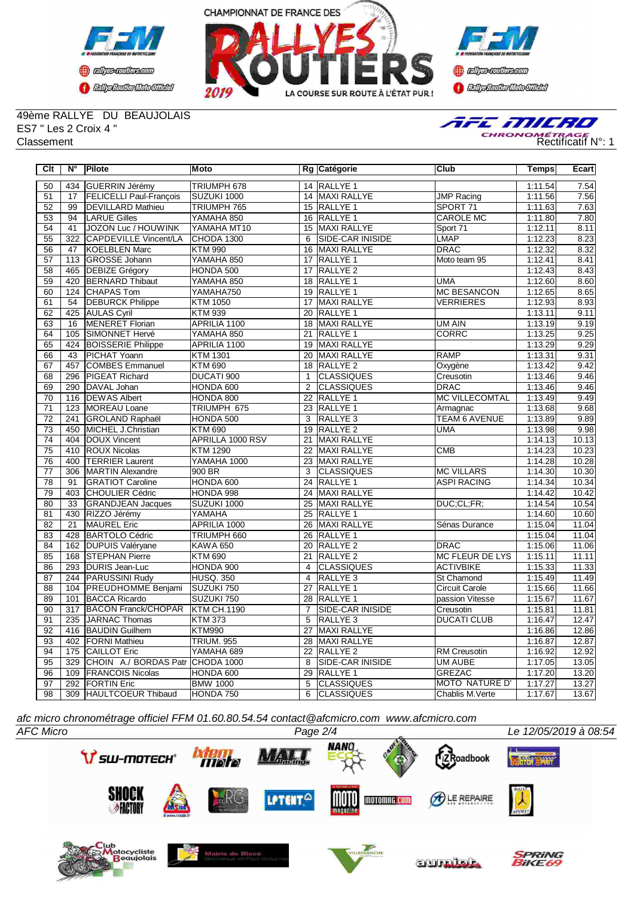49ème RALLYE DU BEAUJOLAIS
ES7 " Les 2 Croix 4 "
Classement

Rectificatif N°: 1

| Clt | N° | Pilote | Moto | Rg | Catégorie | Club | Temps | Ecart |
|---|---|---|---|---|---|---|---|---|
| 50 | 434 | GUERRIN Jérémy | TRIUMPH 678 | 14 | RALLYE 1 | | 1:11.54 | 7.54 |
| 51 | 17 | FELICELLI Paul-François | SUZUKI 1000 | 14 | MAXI RALLYE | JMP Racing | 1:11.56 | 7.56 |
| 52 | 99 | DEVILLARD Mathieu | TRIUMPH 765 | 15 | RALLYE 1 | SPORT 71 | 1:11.63 | 7.63 |
| 53 | 94 | LARUE Gilles | YAMAHA 850 | 16 | RALLYE 1 | CAROLE MC | 1:11.80 | 7.80 |
| 54 | 41 | JOZON Luc / HOUWINK | YAMAHA MT10 | 15 | MAXI RALLYE | Sport 71 | 1:12.11 | 8.11 |
| 55 | 322 | CAPDEVILLE Vincent/LA | CHODA 1300 | 6 | SIDE-CAR INISIDE | LMAP | 1:12.23 | 8.23 |
| 56 | 47 | KOELBLEN Marc | KTM 990 | 16 | MAXI RALLYE | DRAC | 1:12.32 | 8.32 |
| 57 | 113 | GROSSE Johann | YAMAHA 850 | 17 | RALLYE 1 | Moto team 95 | 1:12.41 | 8.41 |
| 58 | 465 | DEBIZE Grégory | HONDA 500 | 17 | RALLYE 2 | | 1:12.43 | 8.43 |
| 59 | 420 | BERNARD Thibaut | YAMAHA 850 | 18 | RALLYE 1 | UMA | 1:12.60 | 8.60 |
| 60 | 124 | CHAPAS Tom | YAMAHA750 | 19 | RALLYE 1 | MC BESANCON | 1:12.65 | 8.65 |
| 61 | 54 | DEBURCK Philippe | KTM 1050 | 17 | MAXI RALLYE | VERRIERES | 1:12.93 | 8.93 |
| 62 | 425 | AULAS Cyril | KTM 939 | 20 | RALLYE 1 | | 1:13.11 | 9.11 |
| 63 | 16 | MENERET Florian | APRILIA 1100 | 18 | MAXI RALLYE | UM AIN | 1:13.19 | 9.19 |
| 64 | 105 | SIMONNET Hervé | YAMAHA 850 | 21 | RALLYE 1 | CORRC | 1:13.25 | 9.25 |
| 65 | 424 | BOISSERIE Philippe | APRILIA 1100 | 19 | MAXI RALLYE | | 1:13.29 | 9.29 |
| 66 | 43 | PICHAT Yoann | KTM 1301 | 20 | MAXI RALLYE | RAMP | 1:13.31 | 9.31 |
| 67 | 457 | COMBES Emmanuel | KTM 690 | 18 | RALLYE 2 | Oxygène | 1:13.42 | 9.42 |
| 68 | 296 | PIGEAT Richard | DUCATI 900 | 1 | CLASSIQUES | Creusotin | 1:13.46 | 9.46 |
| 69 | 290 | DAVAL Johan | HONDA 600 | 2 | CLASSIQUES | DRAC | 1:13.46 | 9.46 |
| 70 | 116 | DEWAS Albert | HONDA 800 | 22 | RALLYE 1 | MC VILLECOMTAL | 1:13.49 | 9.49 |
| 71 | 123 | MOREAU Loane | TRIUMPH 675 | 23 | RALLYE 1 | Armagnac | 1:13.68 | 9.68 |
| 72 | 241 | GROLAND Raphaël | HONDA 500 | 3 | RALLYE 3 | TEAM 6 AVENUE | 1:13.89 | 9.89 |
| 73 | 450 | MICHEL J.Christian | KTM 690 | 19 | RALLYE 2 | UMA | 1:13.98 | 9.98 |
| 74 | 404 | DOUX Vincent | APRILLA 1000 RSV | 21 | MAXI RALLYE | | 1:14.13 | 10.13 |
| 75 | 410 | ROUX Nicolas | KTM 1290 | 22 | MAXI RALLYE | CMB | 1:14.23 | 10.23 |
| 76 | 400 | TERRIER Laurent | YAMAHA 1000 | 23 | MAXI RALLYE | | 1:14.28 | 10.28 |
| 77 | 306 | MARTIN Alexandre | 900 BR | 3 | CLASSIQUES | MC VILLARS | 1:14.30 | 10.30 |
| 78 | 91 | GRATIOT Caroline | HONDA 600 | 24 | RALLYE 1 | ASPI RACING | 1:14.34 | 10.34 |
| 79 | 403 | CHOULIER Cédric | HONDA 998 | 24 | MAXI RALLYE | | 1:14.42 | 10.42 |
| 80 | 33 | GRANDJEAN Jacques | SUZUKI 1000 | 25 | MAXI RALLYE | DUC;CL;FR; | 1:14.54 | 10.54 |
| 81 | 430 | RIZZO Jérémy | YAMAHA | 25 | RALLYE 1 | | 1:14.60 | 10.60 |
| 82 | 21 | MAUREL Eric | APRILIA 1000 | 26 | MAXI RALLYE | Sénas Durance | 1:15.04 | 11.04 |
| 83 | 428 | BARTOLO Cédric | TRIUMPH 660 | 26 | RALLYE 1 | | 1:15.04 | 11.04 |
| 84 | 162 | DUPUIS Valéryane | KAWA 650 | 20 | RALLYE 2 | DRAC | 1:15.06 | 11.06 |
| 85 | 168 | STEPHAN Pierre | KTM 690 | 21 | RALLYE 2 | MC FLEUR DE LYS | 1:15.11 | 11.11 |
| 86 | 293 | DURIS Jean-Luc | HONDA 900 | 4 | CLASSIQUES | ACTIVBIKE | 1:15.33 | 11.33 |
| 87 | 244 | PARUSSINI Rudy | HUSQ. 350 | 4 | RALLYE 3 | St Chamond | 1:15.49 | 11.49 |
| 88 | 104 | PREUDHOMME Benjami | SUZUKI 750 | 27 | RALLYE 1 | Circuit Carole | 1:15.66 | 11.66 |
| 89 | 101 | BACCA Ricardo | SUZUKI 750 | 28 | RALLYE 1 | passion Vitesse | 1:15.67 | 11.67 |
| 90 | 317 | BACON Franck/CHOPAR | KTM CH.1190 | 7 | SIDE-CAR INISIDE | Creusotin | 1:15.81 | 11.81 |
| 91 | 235 | JARNAC Thomas | KTM 373 | 5 | RALLYE 3 | DUCATI CLUB | 1:16.47 | 12.47 |
| 92 | 416 | BAUDIN Guilhem | KTM990 | 27 | MAXI RALLYE | | 1:16.86 | 12.86 |
| 93 | 402 | FORNI Mathieu | TRIUM. 955 | 28 | MAXI RALLYE | | 1:16.87 | 12.87 |
| 94 | 175 | CAILLOT Eric | YAMAHA 689 | 22 | RALLYE 2 | RM Creusotin | 1:16.92 | 12.92 |
| 95 | 329 | CHOIN A./ BORDAS Patr | CHODA 1000 | 8 | SIDE-CAR INISIDE | UM AUBE | 1:17.05 | 13.05 |
| 96 | 109 | FRANCOIS Nicolas | HONDA 600 | 29 | RALLYE 1 | GREZAC | 1:17.20 | 13.20 |
| 97 | 292 | FORTIN Eric | BMW 1000 | 5 | CLASSIQUES | MOTO NATURE D' | 1:17.27 | 13.27 |
| 98 | 309 | HAULTCOEUR Thibaud | HONDA 750 | 6 | CLASSIQUES | Chablis M.Verte | 1:17.67 | 13.67 |

*afc micro chronométrage officiel FFM 01.60.80.54.54 contact@afcmicro.com www.afcmicro.com*

*AFC Micro* — *Le 12/05/2019 à 08:54*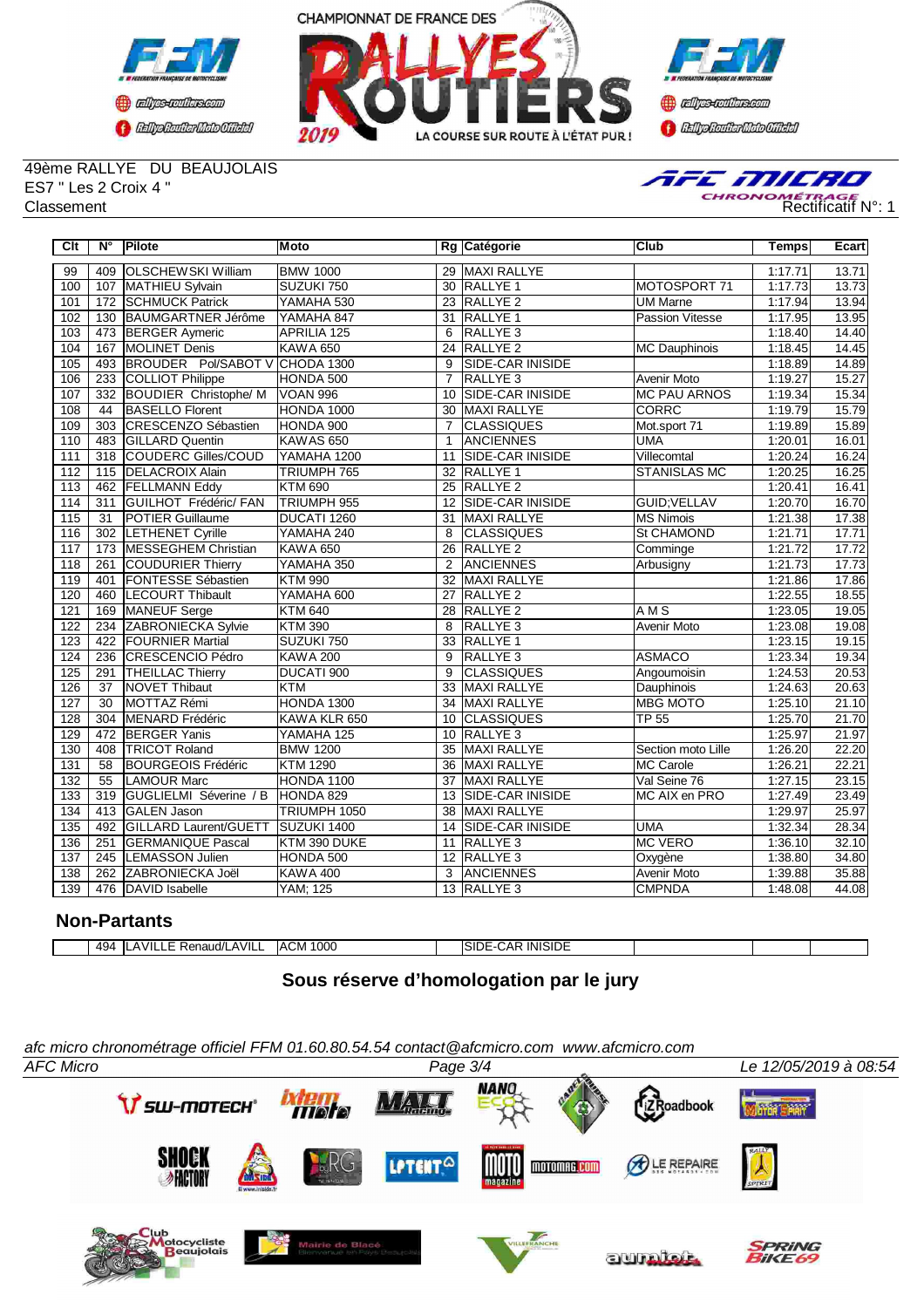CHAMPIONNAT DE FRANCE DES RALLYES ROUTIERS 2019 — LA COURSE SUR ROUTE À L'ÉTAT PUR !

49ème RALLYE DU BEAUJOLAIS
ES7 " Les 2 Croix 4 "
Classement

Rectificatif N°: 1

| Clt | N° | Pilote | Moto | Rg | Catégorie | Club | Temps | Ecart |
|---|---|---|---|---|---|---|---|---|
| 99 | 409 | OLSCHEWSKI William | BMW 1000 | 29 | MAXI RALLYE | | 1:17.71 | 13.71 |
| 100 | 107 | MATHIEU Sylvain | SUZUKI 750 | 30 | RALLYE 1 | MOTOSPORT 71 | 1:17.73 | 13.73 |
| 101 | 172 | SCHMUCK Patrick | YAMAHA 530 | 23 | RALLYE 2 | UM Marne | 1:17.94 | 13.94 |
| 102 | 130 | BAUMGARTNER Jérôme | YAMAHA 847 | 31 | RALLYE 1 | Passion Vitesse | 1:17.95 | 13.95 |
| 103 | 473 | BERGER Aymeric | APRILIA 125 | 6 | RALLYE 3 | | 1:18.40 | 14.40 |
| 104 | 167 | MOLINET Denis | KAWA 650 | 24 | RALLYE 2 | MC Dauphinois | 1:18.45 | 14.45 |
| 105 | 493 | BROUDER Pol/SABOT V | CHODA 1300 | 9 | SIDE-CAR INISIDE | | 1:18.89 | 14.89 |
| 106 | 233 | COLLIOT Philippe | HONDA 500 | 7 | RALLYE 3 | Avenir Moto | 1:19.27 | 15.27 |
| 107 | 332 | BOUDIER Christophe/ M | VOAN 996 | 10 | SIDE-CAR INISIDE | MC PAU ARNOS | 1:19.34 | 15.34 |
| 108 | 44 | BASELLO Florent | HONDA 1000 | 30 | MAXI RALLYE | CORRC | 1:19.79 | 15.79 |
| 109 | 303 | CRESCENZO Sébastien | HONDA 900 | 7 | CLASSIQUES | Mot.sport 71 | 1:19.89 | 15.89 |
| 110 | 483 | GILLARD Quentin | KAWAS 650 | 1 | ANCIENNES | UMA | 1:20.01 | 16.01 |
| 111 | 318 | COUDERC Gilles/COUD | YAMAHA 1200 | 11 | SIDE-CAR INISIDE | Villecomtal | 1:20.24 | 16.24 |
| 112 | 115 | DELACROIX Alain | TRIUMPH 765 | 32 | RALLYE 1 | STANISLAS MC | 1:20.25 | 16.25 |
| 113 | 462 | FELLMANN Eddy | KTM 690 | 25 | RALLYE 2 | | 1:20.41 | 16.41 |
| 114 | 311 | GUILHOT Frédéric/ FAN | TRIUMPH 955 | 12 | SIDE-CAR INISIDE | GUID;VELLAV | 1:20.70 | 16.70 |
| 115 | 31 | POTIER Guillaume | DUCATI 1260 | 31 | MAXI RALLYE | MS Nimois | 1:21.38 | 17.38 |
| 116 | 302 | LETHENET Cyrille | YAMAHA 240 | 8 | CLASSIQUES | St CHAMOND | 1:21.71 | 17.71 |
| 117 | 173 | MESSEGHEM Christian | KAWA 650 | 26 | RALLYE 2 | Comminge | 1:21.72 | 17.72 |
| 118 | 261 | COUDURIER Thierry | YAMAHA 350 | 2 | ANCIENNES | Arbusigny | 1:21.73 | 17.73 |
| 119 | 401 | FONTESSE Sébastien | KTM 990 | 32 | MAXI RALLYE | | 1:21.86 | 17.86 |
| 120 | 460 | LECOURT Thibault | YAMAHA 600 | 27 | RALLYE 2 | | 1:22.55 | 18.55 |
| 121 | 169 | MANEUF Serge | KTM 640 | 28 | RALLYE 2 | A M S | 1:23.05 | 19.05 |
| 122 | 234 | ZABRONIECKA Sylvie | KTM 390 | 8 | RALLYE 3 | Avenir Moto | 1:23.08 | 19.08 |
| 123 | 422 | FOURNIER Martial | SUZUKI 750 | 33 | RALLYE 1 | | 1:23.15 | 19.15 |
| 124 | 236 | CRESCENCIO Pédro | KAWA 200 | 9 | RALLYE 3 | ASMACO | 1:23.34 | 19.34 |
| 125 | 291 | THEILLAC Thierry | DUCATI 900 | 9 | CLASSIQUES | Angoumoisin | 1:24.53 | 20.53 |
| 126 | 37 | NOVET Thibaut | KTM | 33 | MAXI RALLYE | Dauphinois | 1:24.63 | 20.63 |
| 127 | 30 | MOTTAZ Rémi | HONDA 1300 | 34 | MAXI RALLYE | MBG MOTO | 1:25.10 | 21.10 |
| 128 | 304 | MENARD Frédéric | KAWA KLR 650 | 10 | CLASSIQUES | TP 55 | 1:25.70 | 21.70 |
| 129 | 472 | BERGER Yanis | YAMAHA 125 | 10 | RALLYE 3 | | 1:25.97 | 21.97 |
| 130 | 408 | TRICOT Roland | BMW 1200 | 35 | MAXI RALLYE | Section moto Lille | 1:26.20 | 22.20 |
| 131 | 58 | BOURGEOIS Frédéric | KTM 1290 | 36 | MAXI RALLYE | MC Carole | 1:26.21 | 22.21 |
| 132 | 55 | LAMOUR Marc | HONDA 1100 | 37 | MAXI RALLYE | Val Seine 76 | 1:27.15 | 23.15 |
| 133 | 319 | GUGLIELMI Séverine / B | HONDA 829 | 13 | SIDE-CAR INISIDE | MC AIX en PRO | 1:27.49 | 23.49 |
| 134 | 413 | GALEN Jason | TRIUMPH 1050 | 38 | MAXI RALLYE | | 1:29.97 | 25.97 |
| 135 | 492 | GILLARD Laurent/GUETT | SUZUKI 1400 | 14 | SIDE-CAR INISIDE | UMA | 1:32.34 | 28.34 |
| 136 | 251 | GERMANIQUE Pascal | KTM 390 DUKE | 11 | RALLYE 3 | MC VERO | 1:36.10 | 32.10 |
| 137 | 245 | LEMASSON Julien | HONDA 500 | 12 | RALLYE 3 | Oxygène | 1:38.80 | 34.80 |
| 138 | 262 | ZABRONIECKA Joël | KAWA 400 | 3 | ANCIENNES | Avenir Moto | 1:39.88 | 35.88 |
| 139 | 476 | DAVID Isabelle | YAM; 125 | 13 | RALLYE 3 | CMPNDA | 1:48.08 | 44.08 |

## Non-Partants

| Clt | N° | Pilote | Moto | Rg | Catégorie | Club | Temps | Ecart |
|---|---|---|---|---|---|---|---|---|
| | 494 | LAVILLE Renaud/LAVILL | ACM 1000 | | SIDE-CAR INISIDE | | | |

**Sous réserve d'homologation par le jury**

*afc micro chronométrage officiel FFM 01.60.80.54.54 contact@afcmicro.com www.afcmicro.com*

*AFC Micro* — *Le 12/05/2019 à 08:54*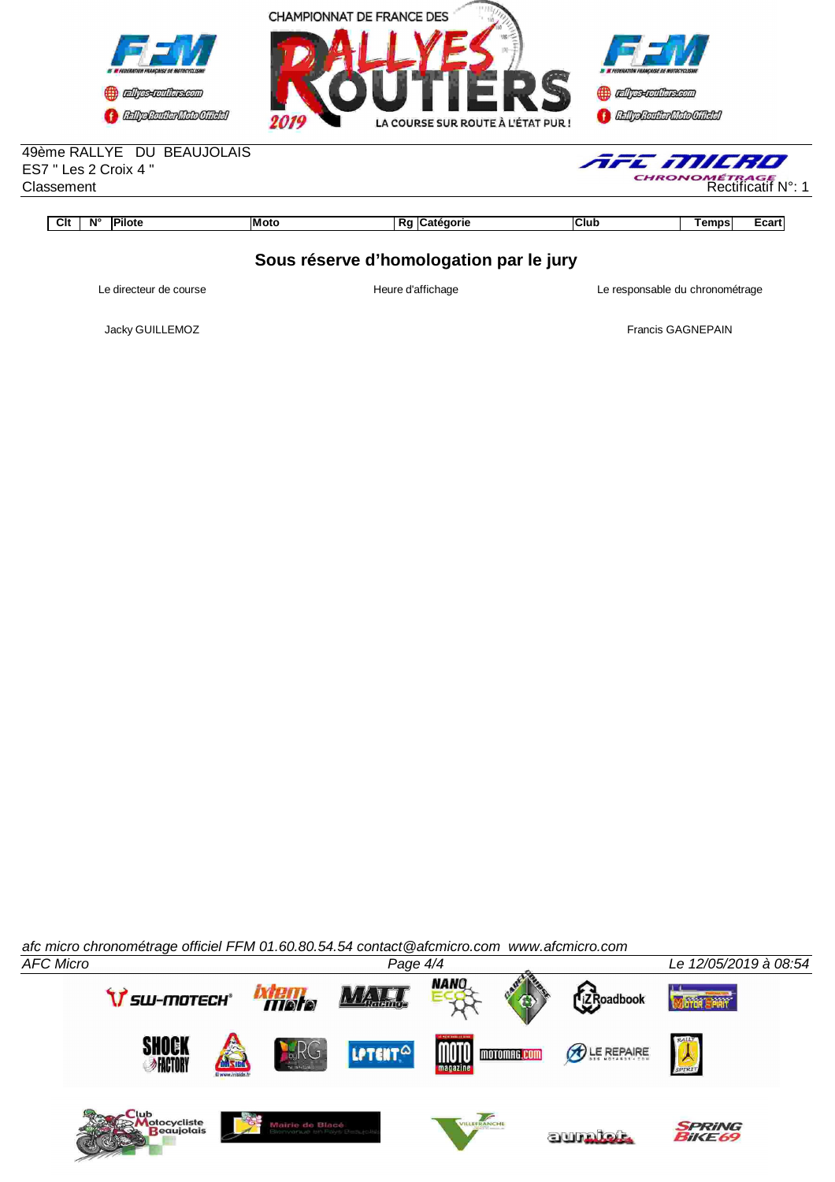49ème RALLYE DU BEAUJOLAIS
ES7 " Les 2 Croix 4 "
Classement

Rectificatif N°: 1

| Clt | N° | Pilote | Moto | Rg | Catégorie | Club | Temps | Ecart |
|---|---|---|---|---|---|---|---|---|

## Sous réserve d'homologation par le jury

Le directeur de course — Heure d'affichage — Le responsable du chronométrage

Jacky GUILLEMOZ — Francis GAGNEPAIN

*afc micro chronométrage officiel FFM 01.60.80.54.54 contact@afcmicro.com www.afcmicro.com*

*AFC Micro* — *Le 12/05/2019 à 08:54*